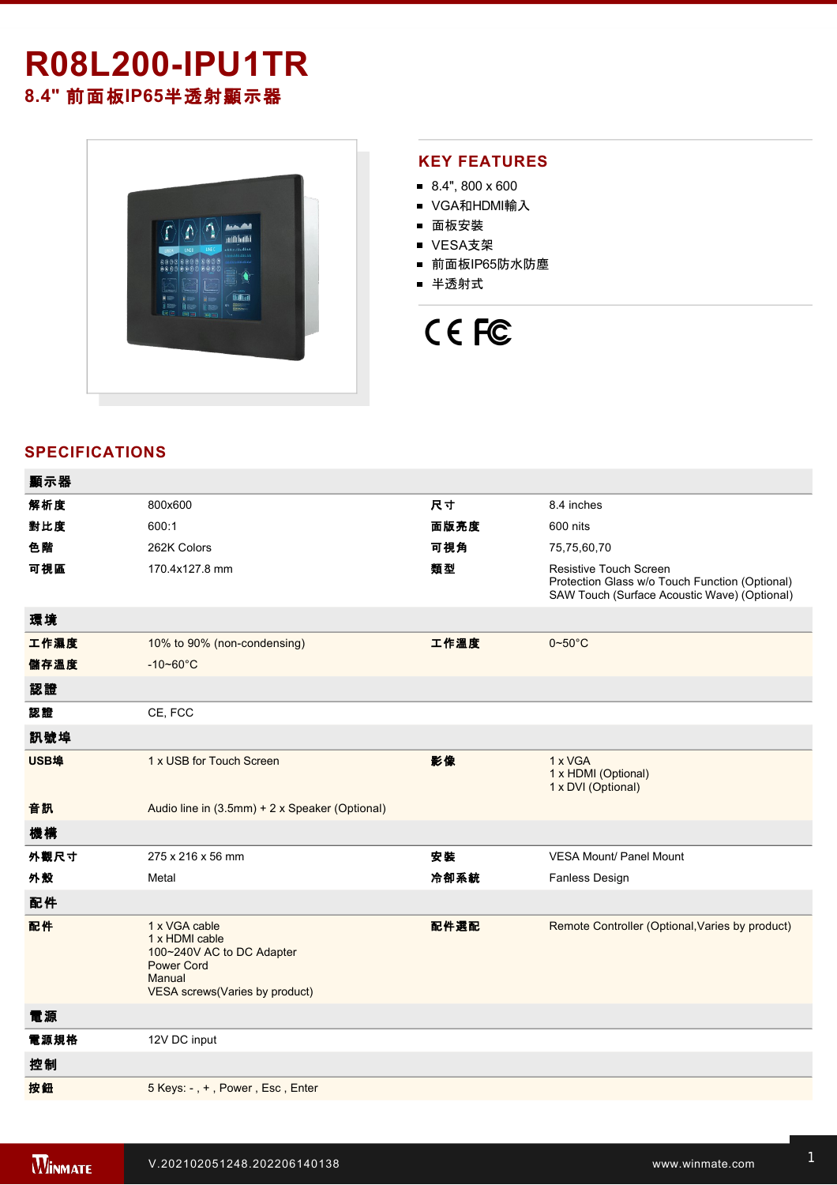# R08L200-IPU1TR

## 8.4" 前面板IP65半透射顯示器

## KEY FEATURES

- 8.4", 800 x 600
- VGA和HDMI輸入
- 面板安裝
- VESA支架
- 前面板IP65防水防塵
- 半透射式

## SPECIFICATIONS

| 顯示器 | | | |
|---|---|---|---|
| 解析度 | 800x600 | 尺寸 | 8.4 inches |
| 對比度 | 600:1 | 面版亮度 | 600 nits |
| 色階 | 262K Colors | 可視角 | 75,75,60,70 |
| 可視區 | 170.4x127.8 mm | 類型 | Resistive Touch Screen<br>Protection Glass w/o Touch Function (Optional)<br>SAW Touch (Surface Acoustic Wave) (Optional) |
| **環境** | | | |
| 工作濕度 | 10% to 90% (non-condensing) | 工作溫度 | 0~50°C |
| 儲存溫度 | -10~60°C | | |
| **認證** | | | |
| 認證 | CE, FCC | | |
| **訊號埠** | | | |
| USB埠 | 1 x USB for Touch Screen | 影像 | 1 x VGA<br>1 x HDMI (Optional)<br>1 x DVI (Optional) |
| 音訊 | Audio line in (3.5mm) + 2 x Speaker (Optional) | | |
| **機構** | | | |
| 外觀尺寸 | 275 x 216 x 56 mm | 安裝 | VESA Mount/ Panel Mount |
| 外殼 | Metal | 冷卻系統 | Fanless Design |
| **配件** | | | |
| 配件 | 1 x VGA cable<br>1 x HDMI cable<br>100~240V AC to DC Adapter<br>Power Cord<br>Manual<br>VESA screws(Varies by product) | 配件選配 | Remote Controller (Optional,Varies by product) |
| **電源** | | | |
| 電源規格 | 12V DC input | | |
| **控制** | | | |
| 按鈕 | 5 Keys: - , + , Power , Esc , Enter | | |

V.202102051248.202206140138

www.winmate.com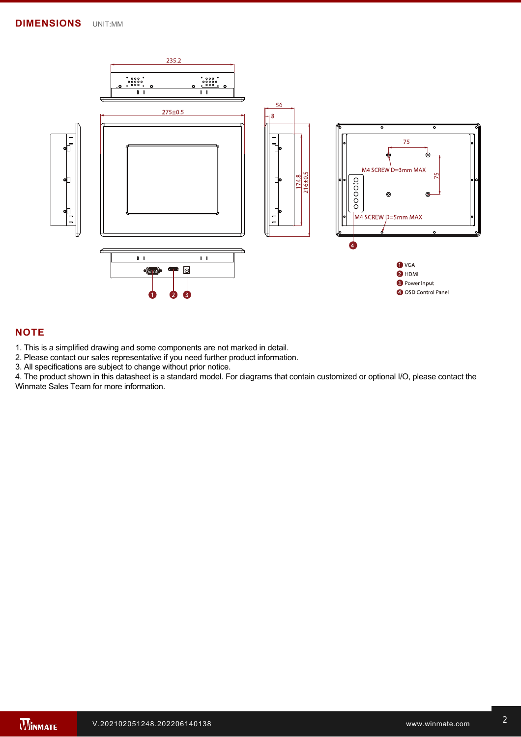## DIMENSIONS UNIT:MM

235.2

275±0.5

56

8

174.8

216±0.5

75

75

M4 SCREW D=3mm MAX

M4 SCREW D=5mm MAX

1 VGA
2 HDMI
3 Power Input
4 OSD Control Panel

## NOTE

1. This is a simplified drawing and some components are not marked in detail.
2. Please contact our sales representative if you need further product information.
3. All specifications are subject to change without prior notice.
4. The product shown in this datasheet is a standard model. For diagrams that contain customized or optional I/O, please contact the Winmate Sales Team for more information.